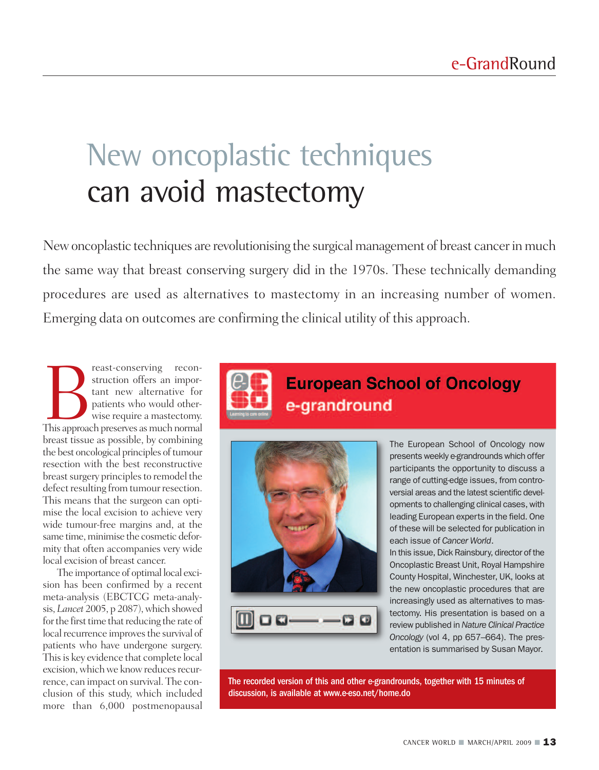# New oncoplastic techniques can avoid mastectomy

New oncoplastic techniques are revolutionising the surgical management of breast cancer in much the same way that breast conserving surgery did in the 1970s. These technically demanding procedures are used as alternatives to mastectomy in an increasing number of women. Emerging data on outcomes are confirming the clinical utility of this approach.

Breast-conserving reconstruction offers an important new alternative for patients who would otherwise require a mastectomy. This approach preserves as much normal breast tissue as possible, by combining the best oncological principles of tumour resection with the best reconstructive breast surgery principles to remodel the defect resulting from tumour resection. This means that the surgeon can optimise the local excision to achieve very wide tumour-free margins and, at the same time, minimise the cosmetic deformity that often accompanies very wide local excision of breast cancer.

The importance of optimal local excision has been confirmed by a recent meta-analysis (EBCTCG meta-analysis, *Lancet* 2005, p 2087), which showed for the first time that reducing the rate of local recurrence improves the survival of patients who have undergone surgery. This is key evidence that complete local excision, which we know reduces recurrence, can impact on survival. The conclusion of this study, which included more than 6,000 postmenopausal

## European School of Oncology e-grandround

The European School of Oncology now presents weekly e-grandrounds which offer participants the opportunity to discuss a range of cutting-edge issues, from controversial areas and the latest scientific developments to challenging clinical cases, with leading European experts in the field. One of these will be selected for publication in each issue of *Cancer World*.

In this issue, Dick Rainsbury, director of the Oncoplastic Breast Unit, Royal Hampshire County Hospital, Winchester, UK, looks at the new oncoplastic procedures that are increasingly used as alternatives to mastectomy. His presentation is based on a review published in *Nature Clinical Practice Oncology* (vol 4, pp 657–664). The presentation is summarised by Susan Mayor.

**The recorded version of this and other e-grandrounds, together with 15 minutes of discussion, is available at www.e-eso.net/home.do**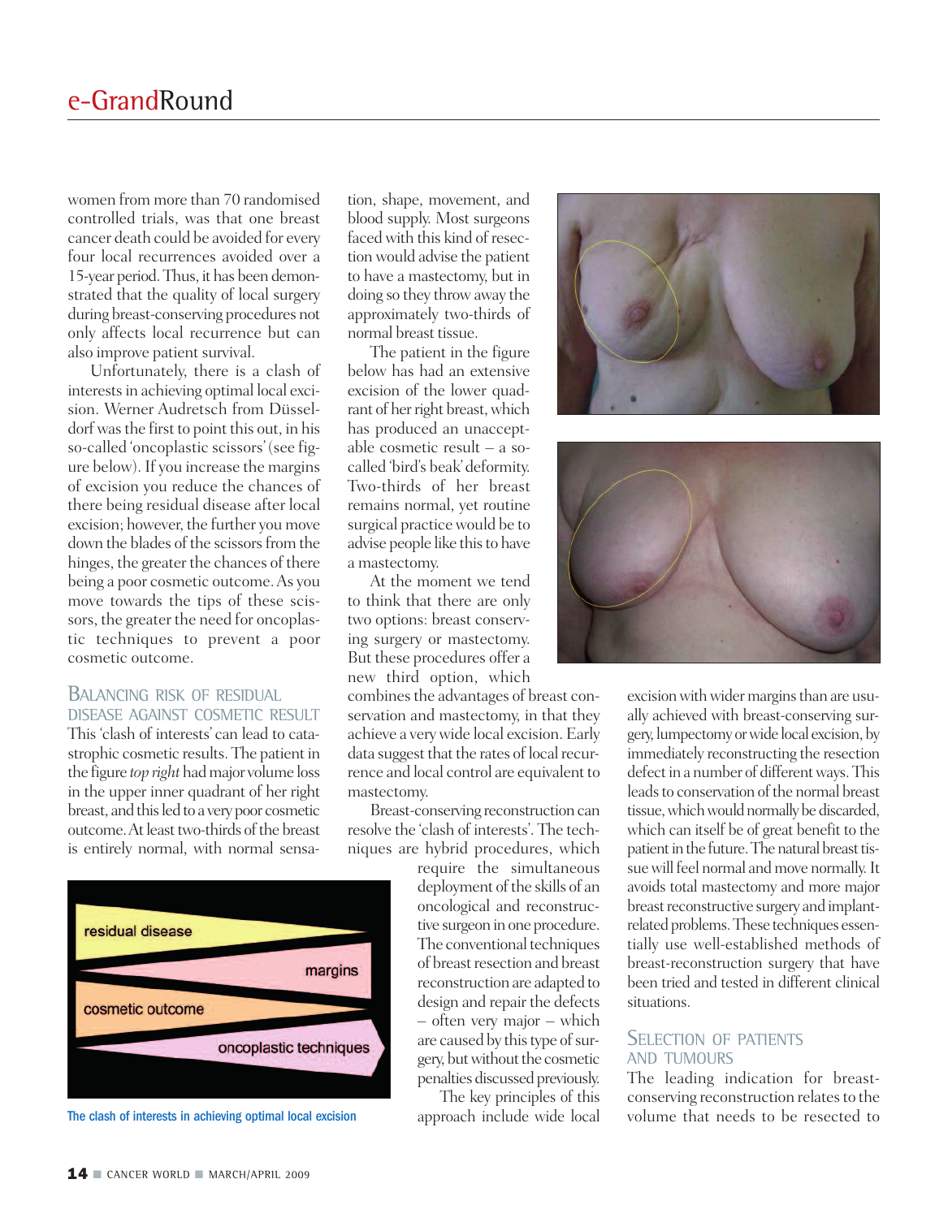women from more than 70 randomised controlled trials, was that one breast cancer death could be avoided for every four local recurrences avoided over a 15-year period. Thus, it has been demonstrated that the quality of local surgery during breast-conserving procedures not only affects local recurrence but can also improve patient survival.

Unfortunately, there is a clash of interests in achieving optimal local excision. Werner Audretsch from Düsseldorf was the first to point this out, in his so-called 'oncoplastic scissors' (see figure below). If you increase the margins of excision you reduce the chances of there being residual disease after local excision; however, the further you move down the blades of the scissors from the hinges, the greater the chances of there being a poor cosmetic outcome. As you move towards the tips of these scissors, the greater the need for oncoplastic techniques to prevent a poor cosmetic outcome.

## Balancing risk of residual disease against cosmetic result

This 'clash of interests' can lead to catastrophic cosmetic results. The patient in the figure *top right* had major volume loss in the upper inner quadrant of her right breast, and this led to a very poor cosmetic outcome. At least two-thirds of the breast is entirely normal, with normal sensation, shape, movement, and blood supply. Most surgeons faced with this kind of resection would advise the patient to have a mastectomy, but in doing so they throw away the approximately two-thirds of normal breast tissue.

The patient in the figure below has had an extensive excision of the lower quadrant of her right breast, which has produced an unacceptable cosmetic result – a so-called 'bird's beak' deformity. Two-thirds of her breast remains normal, yet routine surgical practice would be to advise people like this to have a mastectomy.

At the moment we tend to think that there are only two options: breast conserving surgery or mastectomy. But these procedures offer a new third option, which combines the advantages of breast conservation and mastectomy, in that they achieve a very wide local excision. Early data suggest that the rates of local recurrence and local control are equivalent to mastectomy.

Breast-conserving reconstruction can resolve the 'clash of interests'. The techniques are hybrid procedures, which require the simultaneous deployment of the skills of an oncological and reconstructive surgeon in one procedure. The conventional techniques of breast resection and breast reconstruction are adapted to design and repair the defects – often very major – which are caused by this type of surgery, but without the cosmetic penalties discussed previously.

The key principles of this approach include wide local excision with wider margins than are usually achieved with breast-conserving surgery, lumpectomy or wide local excision, by immediately reconstructing the resection defect in a number of different ways. This leads to conservation of the normal breast tissue, which would normally be discarded, which can itself be of great benefit to the patient in the future. The natural breast tissue will feel normal and move normally. It avoids total mastectomy and more major breast reconstructive surgery and implant-related problems. These techniques essentially use well-established methods of breast-reconstruction surgery that have been tried and tested in different clinical situations.

residual disease
margins
cosmetic outcome
oncoplastic techniques

The clash of interests in achieving optimal local excision

## Selection of patients and tumours

The leading indication for breast-conserving reconstruction relates to the volume that needs to be resected to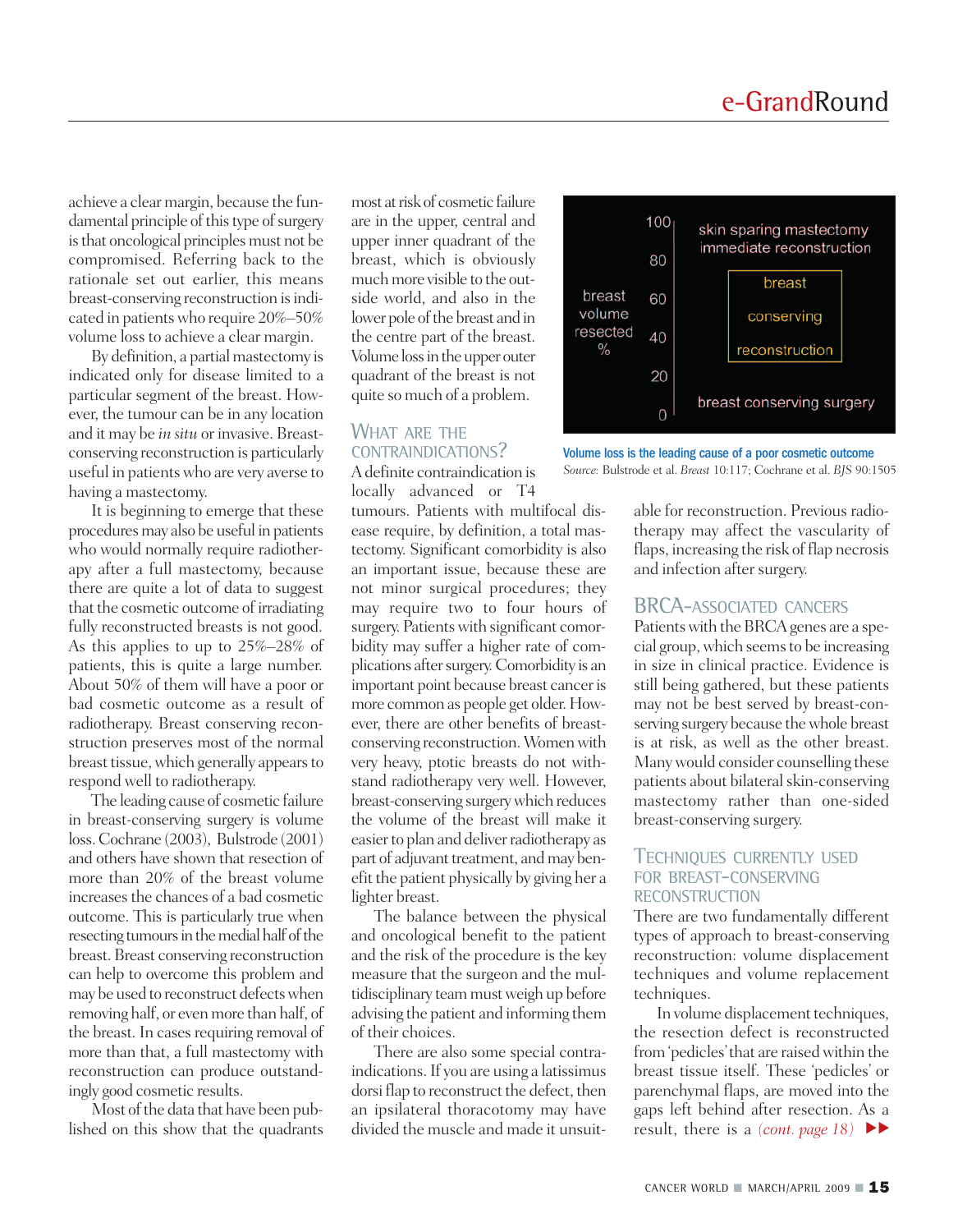achieve a clear margin, because the fundamental principle of this type of surgery is that oncological principles must not be compromised. Referring back to the rationale set out earlier, this means breast-conserving reconstruction is indicated in patients who require 20%–50% volume loss to achieve a clear margin.

By definition, a partial mastectomy is indicated only for disease limited to a particular segment of the breast. However, the tumour can be in any location and it may be *in situ* or invasive. Breast-conserving reconstruction is particularly useful in patients who are very averse to having a mastectomy.

It is beginning to emerge that these procedures may also be useful in patients who would normally require radiotherapy after a full mastectomy, because there are quite a lot of data to suggest that the cosmetic outcome of irradiating fully reconstructed breasts is not good. As this applies to up to 25%–28% of patients, this is quite a large number. About 50% of them will have a poor or bad cosmetic outcome as a result of radiotherapy. Breast conserving reconstruction preserves most of the normal breast tissue, which generally appears to respond well to radiotherapy.

The leading cause of cosmetic failure in breast-conserving surgery is volume loss. Cochrane (2003), Bulstrode (2001) and others have shown that resection of more than 20% of the breast volume increases the chances of a bad cosmetic outcome. This is particularly true when resecting tumours in the medial half of the breast. Breast conserving reconstruction can help to overcome this problem and may be used to reconstruct defects when removing half, or even more than half, of the breast. In cases requiring removal of more than that, a full mastectomy with reconstruction can produce outstandingly good cosmetic results.

Most of the data that have been published on this show that the quadrants most at risk of cosmetic failure are in the upper, central and upper inner quadrant of the breast, which is obviously much more visible to the outside world, and also in the lower pole of the breast and in the centre part of the breast. Volume loss in the upper outer quadrant of the breast is not quite so much of a problem.

## What are the contraindications?

A definite contraindication is locally advanced or T4 tumours. Patients with multifocal disease require, by definition, a total mastectomy. Significant comorbidity is also an important issue, because these are not minor surgical procedures; they may require two to four hours of surgery. Patients with significant comorbidity may suffer a higher rate of complications after surgery. Comorbidity is an important point because breast cancer is more common as people get older. However, there are other benefits of breast-conserving reconstruction. Women with very heavy, ptotic breasts do not withstand radiotherapy very well. However, breast-conserving surgery which reduces the volume of the breast will make it easier to plan and deliver radiotherapy as part of adjuvant treatment, and may benefit the patient physically by giving her a lighter breast.

The balance between the physical and oncological benefit to the patient and the risk of the procedure is the key measure that the surgeon and the multidisciplinary team must weigh up before advising the patient and informing them of their choices.

There are also some special contraindications. If you are using a latissimus dorsi flap to reconstruct the defect, then an ipsilateral thoracotomy may have divided the muscle and made it unsuitable for reconstruction. Previous radiotherapy may affect the vascularity of flaps, increasing the risk of flap necrosis and infection after surgery.

**Volume loss is the leading cause of a poor cosmetic outcome**
*Source:* Bulstrode et al. *Breast* 10:117; Cochrane et al. *BJS* 90:1505

## BRCA-associated cancers

Patients with the BRCA genes are a special group, which seems to be increasing in size in clinical practice. Evidence is still being gathered, but these patients may not be best served by breast-conserving surgery because the whole breast is at risk, as well as the other breast. Many would consider counselling these patients about bilateral skin-conserving mastectomy rather than one-sided breast-conserving surgery.

## Techniques currently used for breast-conserving reconstruction

There are two fundamentally different types of approach to breast-conserving reconstruction: volume displacement techniques and volume replacement techniques.

In volume displacement techniques, the resection defect is reconstructed from 'pedicles' that are raised within the breast tissue itself. These 'pedicles' or parenchymal flaps, are moved into the gaps left behind after resection. As a result, there is a *(cont. page 18)*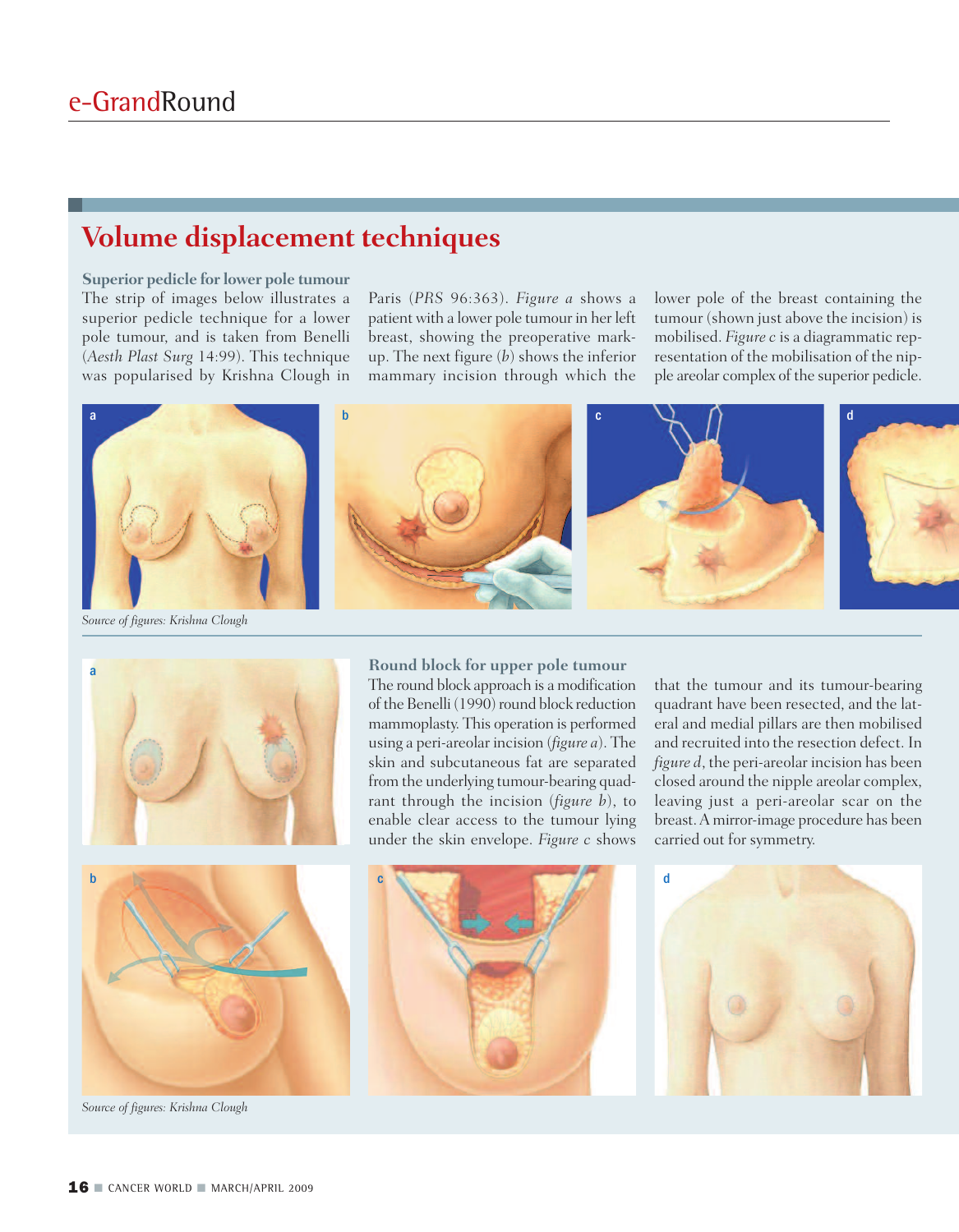## Volume displacement techniques

### Superior pedicle for lower pole tumour

The strip of images below illustrates a superior pedicle technique for a lower pole tumour, and is taken from Benelli (*Aesth Plast Surg* 14:99). This technique was popularised by Krishna Clough in Paris (*PRS* 96:363). *Figure a* shows a patient with a lower pole tumour in her left breast, showing the preoperative markup. The next figure (*b*) shows the inferior mammary incision through which the lower pole of the breast containing the tumour (shown just above the incision) is mobilised. *Figure c* is a diagrammatic representation of the mobilisation of the nipple areolar complex of the superior pedicle.

*Source of figures: Krishna Clough*

### Round block for upper pole tumour

The round block approach is a modification of the Benelli (1990) round block reduction mammoplasty. This operation is performed using a peri-areolar incision (*figure a*). The skin and subcutaneous fat are separated from the underlying tumour-bearing quadrant through the incision (*figure b*), to enable clear access to the tumour lying under the skin envelope. *Figure c* shows that the tumour and its tumour-bearing quadrant have been resected, and the lateral and medial pillars are then mobilised and recruited into the resection defect. In *figure d*, the peri-areolar incision has been closed around the nipple areolar complex, leaving just a peri-areolar scar on the breast. A mirror-image procedure has been carried out for symmetry.

*Source of figures: Krishna Clough*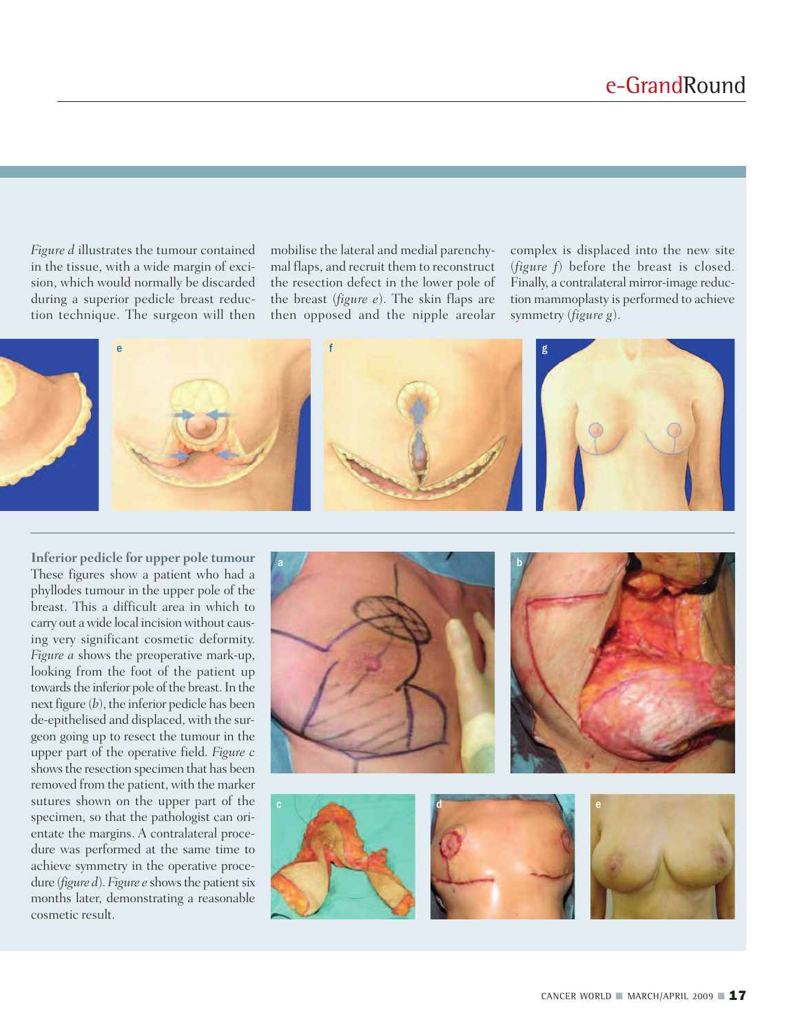*Figure d* illustrates the tumour contained in the tissue, with a wide margin of excision, which would normally be discarded during a superior pedicle breast reduction technique. The surgeon will then mobilise the lateral and medial parenchymal flaps, and recruit them to reconstruct the resection defect in the lower pole of the breast (*figure e*). The skin flaps are then opposed and the nipple areolar complex is displaced into the new site (*figure f*) before the breast is closed. Finally, a contralateral mirror-image reduction mammoplasty is performed to achieve symmetry (*figure g*).

**Inferior pedicle for upper pole tumour**

These figures show a patient who had a phyllodes tumour in the upper pole of the breast. This a difficult area in which to carry out a wide local incision without causing very significant cosmetic deformity. *Figure a* shows the preoperative mark-up, looking from the foot of the patient up towards the inferior pole of the breast. In the next figure (*b*), the inferior pedicle has been de-epithelised and displaced, with the surgeon going up to resect the tumour in the upper part of the operative field. *Figure c* shows the resection specimen that has been removed from the patient, with the marker sutures shown on the upper part of the specimen, so that the pathologist can orientate the margins. A contralateral procedure was performed at the same time to achieve symmetry in the operative procedure (*figure d*). *Figure e* shows the patient six months later, demonstrating a reasonable cosmetic result.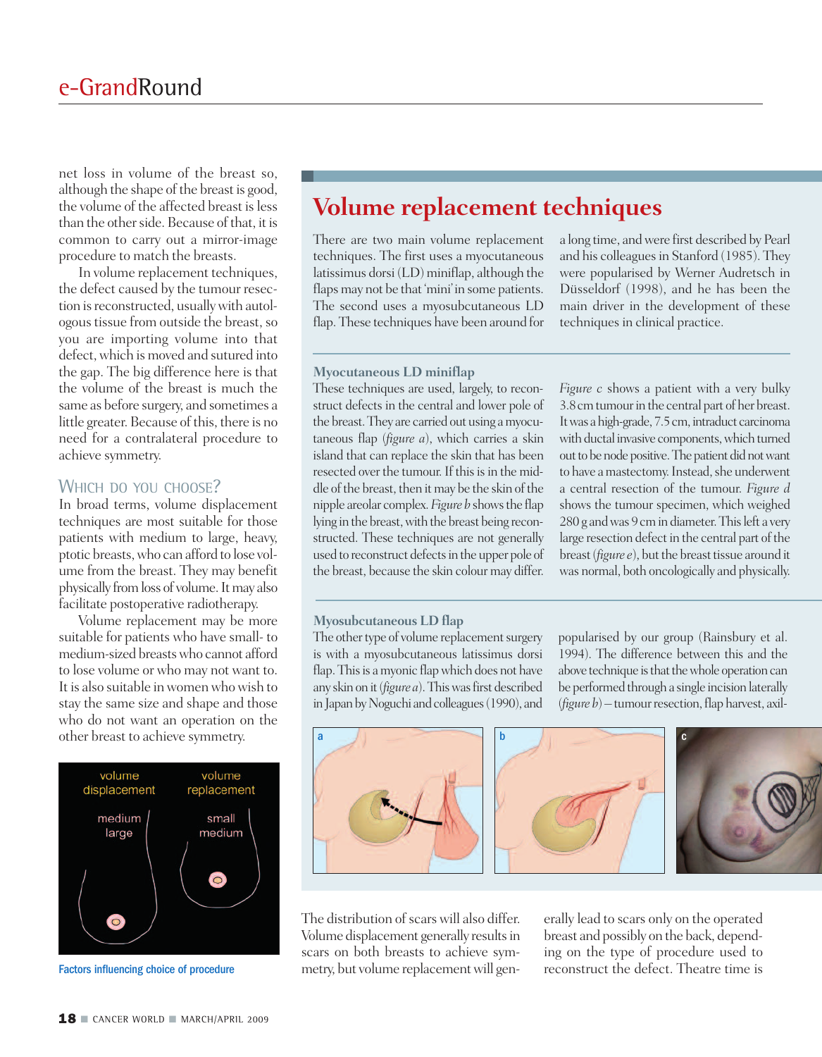net loss in volume of the breast so, although the shape of the breast is good, the volume of the affected breast is less than the other side. Because of that, it is common to carry out a mirror-image procedure to match the breasts.

In volume replacement techniques, the defect caused by the tumour resection is reconstructed, usually with autologous tissue from outside the breast, so you are importing volume into that defect, which is moved and sutured into the gap. The big difference here is that the volume of the breast is much the same as before surgery, and sometimes a little greater. Because of this, there is no need for a contralateral procedure to achieve symmetry.

### Which do you choose?

In broad terms, volume displacement techniques are most suitable for those patients with medium to large, heavy, ptotic breasts, who can afford to lose volume from the breast. They may benefit physically from loss of volume. It may also facilitate postoperative radiotherapy.

Volume replacement may be more suitable for patients who have small- to medium-sized breasts who cannot afford to lose volume or who may not want to. It is also suitable in women who wish to stay the same size and shape and those who do not want an operation on the other breast to achieve symmetry.

volume displacement: medium, large — volume replacement: small, medium

Factors influencing choice of procedure

## Volume replacement techniques

There are two main volume replacement techniques. The first uses a myocutaneous latissimus dorsi (LD) miniflap, although the flaps may not be that 'mini' in some patients. The second uses a myosubcutaneous LD flap. These techniques have been around for a long time, and were first described by Pearl and his colleagues in Stanford (1985). They were popularised by Werner Audretsch in Düsseldorf (1998), and he has been the main driver in the development of these techniques in clinical practice.

### Myocutaneous LD miniflap

These techniques are used, largely, to reconstruct defects in the central and lower pole of the breast. They are carried out using a myocutaneous flap (*figure a*), which carries a skin island that can replace the skin that has been resected over the tumour. If this is in the middle of the breast, then it may be the skin of the nipple areolar complex. *Figure b* shows the flap lying in the breast, with the breast being reconstructed. These techniques are not generally used to reconstruct defects in the upper pole of the breast, because the skin colour may differ.

*Figure c* shows a patient with a very bulky 3.8 cm tumour in the central part of her breast. It was a high-grade, 7.5 cm, intraduct carcinoma with ductal invasive components, which turned out to be node positive. The patient did not want to have a mastectomy. Instead, she underwent a central resection of the tumour. *Figure d* shows the tumour specimen, which weighed 280 g and was 9 cm in diameter. This left a very large resection defect in the central part of the breast (*figure e*), but the breast tissue around it was normal, both oncologically and physically.

### Myosubcutaneous LD flap

The other type of volume replacement surgery is with a myosubcutaneous latissimus dorsi flap. This is a myonic flap which does not have any skin on it (*figure a*). This was first described in Japan by Noguchi and colleagues (1990), and popularised by our group (Rainsbury et al. 1994). The difference between this and the above technique is that the whole operation can be performed through a single incision laterally (*figure b*) – tumour resection, flap harvest, axil-

a b c

The distribution of scars will also differ. Volume displacement generally results in scars on both breasts to achieve symmetry, but volume replacement will generally lead to scars only on the operated breast and possibly on the back, depending on the type of procedure used to reconstruct the defect. Theatre time is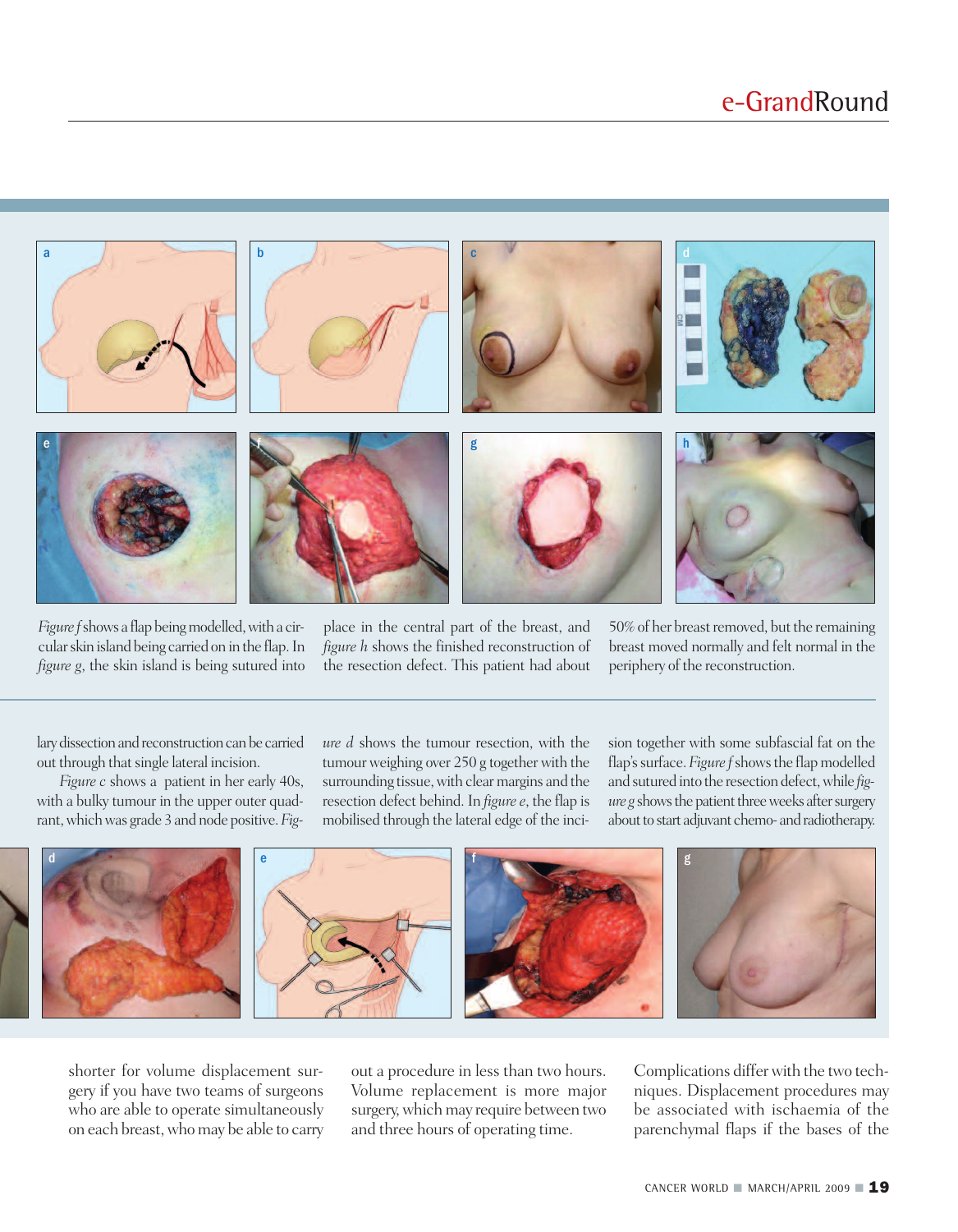*Figure f* shows a flap being modelled, with a circular skin island being carried on in the flap. In *figure g*, the skin island is being sutured into place in the central part of the breast, and *figure h* shows the finished reconstruction of the resection defect. This patient had about 50% of her breast removed, but the remaining breast moved normally and felt normal in the periphery of the reconstruction.

lary dissection and reconstruction can be carried out through that single lateral incision.

*Figure c* shows a patient in her early 40s, with a bulky tumour in the upper outer quadrant, which was grade 3 and node positive. *Figure d* shows the tumour resection, with the tumour weighing over 250 g together with the surrounding tissue, with clear margins and the resection defect behind. In *figure e*, the flap is mobilised through the lateral edge of the incision together with some subfascial fat on the flap's surface. *Figure f* shows the flap modelled and sutured into the resection defect, while *figure g* shows the patient three weeks after surgery about to start adjuvant chemo- and radiotherapy.

shorter for volume displacement surgery if you have two teams of surgeons who are able to operate simultaneously on each breast, who may be able to carry out a procedure in less than two hours. Volume replacement is more major surgery, which may require between two and three hours of operating time.

Complications differ with the two techniques. Displacement procedures may be associated with ischaemia of the parenchymal flaps if the bases of the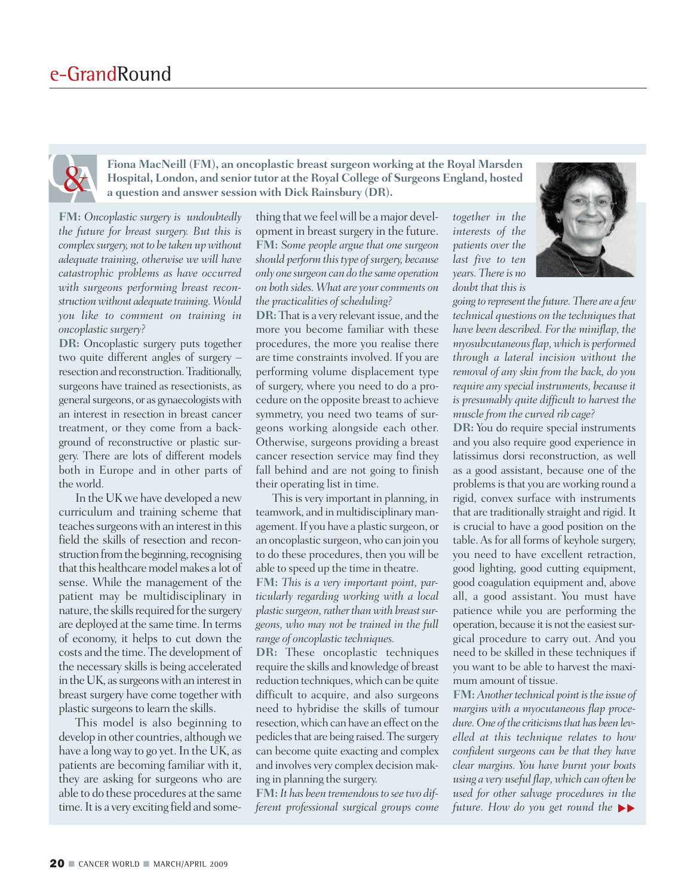Fiona MacNeill (FM), an oncoplastic breast surgeon working at the Royal Marsden Hospital, London, and senior tutor at the Royal College of Surgeons England, hosted a question and answer session with Dick Rainsbury (DR).

**FM:** *Oncoplastic surgery is undoubtedly the future for breast surgery. But this is complex surgery, not to be taken up without adequate training, otherwise we will have catastrophic problems as have occurred with surgeons performing breast reconstruction without adequate training. Would you like to comment on training in oncoplastic surgery?*

**DR:** Oncoplastic surgery puts together two quite different angles of surgery – resection and reconstruction. Traditionally, surgeons have trained as resectionists, as general surgeons, or as gynaecologists with an interest in resection in breast cancer treatment, or they come from a background of reconstructive or plastic surgery. There are lots of different models both in Europe and in other parts of the world.

In the UK we have developed a new curriculum and training scheme that teaches surgeons with an interest in this field the skills of resection and reconstruction from the beginning, recognising that this healthcare model makes a lot of sense. While the management of the patient may be multidisciplinary in nature, the skills required for the surgery are deployed at the same time. In terms of economy, it helps to cut down the costs and the time. The development of the necessary skills is being accelerated in the UK, as surgeons with an interest in breast surgery have come together with plastic surgeons to learn the skills.

This model is also beginning to develop in other countries, although we have a long way to go yet. In the UK, as patients are becoming familiar with it, they are asking for surgeons who are able to do these procedures at the same time. It is a very exciting field and something that we feel will be a major development in breast surgery in the future.

**FM:** *Some people argue that one surgeon should perform this type of surgery, because only one surgeon can do the same operation on both sides. What are your comments on the practicalities of scheduling?*

**DR:** That is a very relevant issue, and the more you become familiar with these procedures, the more you realise there are time constraints involved. If you are performing volume displacement type of surgery, where you need to do a procedure on the opposite breast to achieve symmetry, you need two teams of surgeons working alongside each other. Otherwise, surgeons providing a breast cancer resection service may find they fall behind and are not going to finish their operating list in time.

This is very important in planning, in teamwork, and in multidisciplinary management. If you have a plastic surgeon, or an oncoplastic surgeon, who can join you to do these procedures, then you will be able to speed up the time in theatre.

**FM:** *This is a very important point, particularly regarding working with a local plastic surgeon, rather than with breast surgeons, who may not be trained in the full range of oncoplastic techniques.*

**DR:** These oncoplastic techniques require the skills and knowledge of breast reduction techniques, which can be quite difficult to acquire, and also surgeons need to hybridise the skills of tumour resection, which can have an effect on the pedicles that are being raised. The surgery can become quite exacting and complex and involves very complex decision making in planning the surgery.

**FM:** *It has been tremendous to see two different professional surgical groups come together in the interests of the patients over the last five to ten years. There is no doubt that this is going to represent the future. There are a few technical questions on the techniques that have been described. For the miniflap, the myosubcutaneous flap, which is performed through a lateral incision without the removal of any skin from the back, do you require any special instruments, because it is presumably quite difficult to harvest the muscle from the curved rib cage?*

**DR:** You do require special instruments and you also require good experience in latissimus dorsi reconstruction, as well as a good assistant, because one of the problems is that you are working round a rigid, convex surface with instruments that are traditionally straight and rigid. It is crucial to have a good position on the table. As for all forms of keyhole surgery, you need to have excellent retraction, good lighting, good cutting equipment, good coagulation equipment and, above all, a good assistant. You must have patience while you are performing the operation, because it is not the easiest surgical procedure to carry out. And you need to be skilled in these techniques if you want to be able to harvest the maximum amount of tissue.

**FM:** *Another technical point is the issue of margins with a myocutaneous flap procedure. One of the criticisms that has been levelled at this technique relates to how confident surgeons can be that they have clear margins. You have burnt your boats using a very useful flap, which can often be used for other salvage procedures in the future. How do you get round the*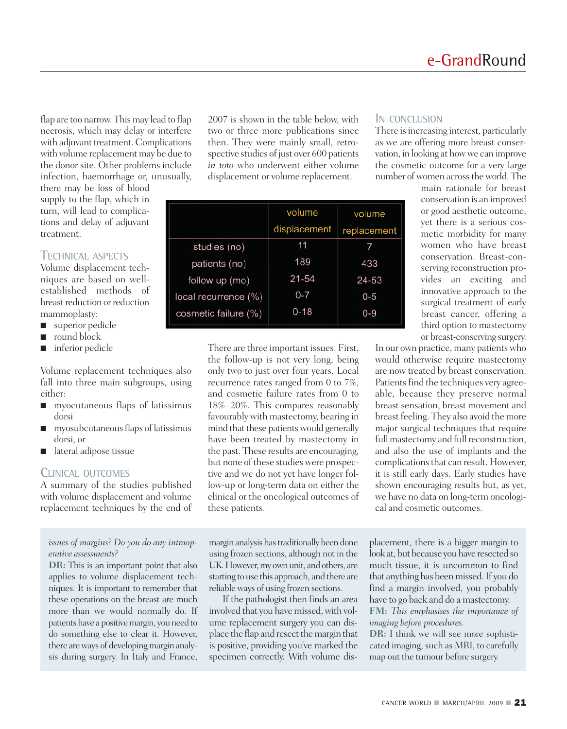flap are too narrow. This may lead to flap necrosis, which may delay or interfere with adjuvant treatment. Complications with volume replacement may be due to the donor site. Other problems include infection, haemorrhage or, unusually, there may be loss of blood supply to the flap, which in turn, will lead to complications and delay of adjuvant treatment.

## Technical aspects

Volume displacement techniques are based on well-established methods of breast reduction or reduction mammoplasty:

- superior pedicle
- round block
- inferior pedicle

Volume replacement techniques also fall into three main subgroups, using either:

- myocutaneous flaps of latissimus dorsi
- myosubcutaneous flaps of latissimus dorsi, or
- lateral adipose tissue

## Clinical outcomes

A summary of the studies published with volume displacement and volume replacement techniques by the end of 2007 is shown in the table below, with two or three more publications since then. They were mainly small, retrospective studies of just over 600 patients *in toto* who underwent either volume displacement or volume replacement.

| | volume displacement | volume replacement |
|---|---|---|
| studies (no) | 11 | 7 |
| patients (no) | 189 | 433 |
| follow up (mo) | 21-54 | 24-53 |
| local recurrence (%) | 0-7 | 0-5 |
| cosmetic failure (%) | 0-18 | 0-9 |

There are three important issues. First, the follow-up is not very long, being only two to just over four years. Local recurrence rates ranged from 0 to 7%, and cosmetic failure rates from 0 to 18%–20%. This compares reasonably favourably with mastectomy, bearing in mind that these patients would generally have been treated by mastectomy in the past. These results are encouraging, but none of these studies were prospective and we do not yet have longer follow-up or long-term data on either the clinical or the oncological outcomes of these patients.

## In conclusion

There is increasing interest, particularly as we are offering more breast conservation, in looking at how we can improve the cosmetic outcome for a very large number of women across the world. The main rationale for breast conservation is an improved or good aesthetic outcome, yet there is a serious cosmetic morbidity for many women who have breast conservation. Breast-conserving reconstruction provides an exciting and innovative approach to the surgical treatment of early breast cancer, offering a third option to mastectomy or breast-conserving surgery.

In our own practice, many patients who would otherwise require mastectomy are now treated by breast conservation. Patients find the techniques very agreeable, because they preserve normal breast sensation, breast movement and breast feeling. They also avoid the more major surgical techniques that require full mastectomy and full reconstruction, and also the use of implants and the complications that can result. However, it is still early days. Early studies have shown encouraging results but, as yet, we have no data on long-term oncological and cosmetic outcomes.

*issues of margins? Do you do any intraoperative assessments?*

**DR:** This is an important point that also applies to volume displacement techniques. It is important to remember that these operations on the breast are much more than we would normally do. If patients have a positive margin, you need to do something else to clear it. However, there are ways of developing margin analysis during surgery. In Italy and France, margin analysis has traditionally been done using frozen sections, although not in the UK. However, my own unit, and others, are starting to use this approach, and there are reliable ways of using frozen sections.

If the pathologist then finds an area involved that you have missed, with volume replacement surgery you can displace the flap and resect the margin that is positive, providing you've marked the specimen correctly. With volume displacement, there is a bigger margin to look at, but because you have resected so much tissue, it is uncommon to find that anything has been missed. If you do find a margin involved, you probably have to go back and do a mastectomy.

**FM:** *This emphasises the importance of imaging before procedures.*

**DR:** I think we will see more sophisticated imaging, such as MRI, to carefully map out the tumour before surgery.